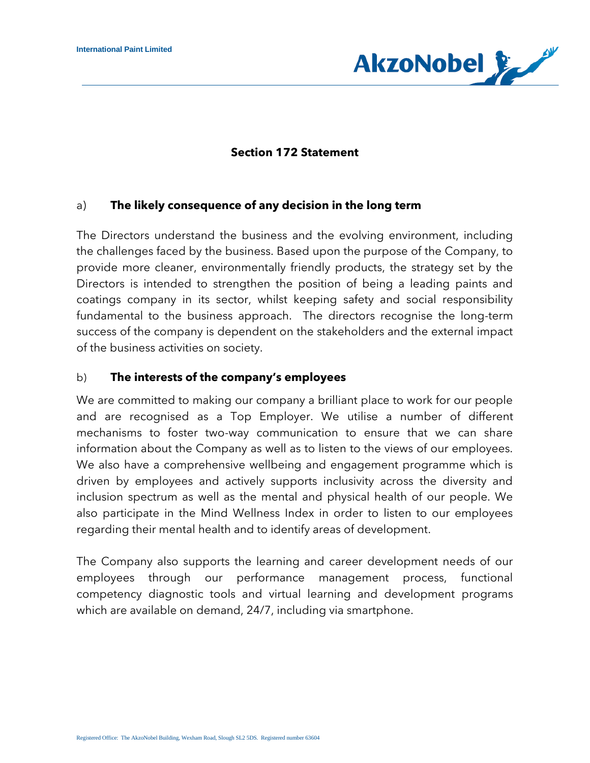International Paint Limited

## Section 172 Statement

### a) The likely consequence of any decision in the long term

The Directors understand the business and the evolving environment, including the challenges faced by the business. Based upon the purpose of the Company, to provide more cleaner, environmentally friendly products, the strategy set by the Directors is intended to strengthen the position of being a leading paints and coatings company in its sector, whilst keeping safety and social responsibility fundamental to the business approach. The directors recognise the long-term success of the company is dependent on the stakeholders and the external impact of the business activities on society.

### b) The interests of the company's employees

We are committed to making our company a brilliant place to work for our people and are recognised as a Top Employer. We utilise a number of different mechanisms to foster two-way communication to ensure that we can share information about the Company as well as to listen to the views of our employees. We also have a comprehensive wellbeing and engagement programme which is driven by employees and actively supports inclusivity across the diversity and inclusion spectrum as well as the mental and physical health of our people. We also participate in the Mind Wellness Index in order to listen to our employees regarding their mental health and to identify areas of development.

The Company also supports the learning and career development needs of our employees through our performance management process, functional competency diagnostic tools and virtual learning and development programs which are available on demand, 24/7, including via smartphone.

Registered Office: The AkzoNobel Building, Wexham Road, Slough SL2 5DS. Registered number 63604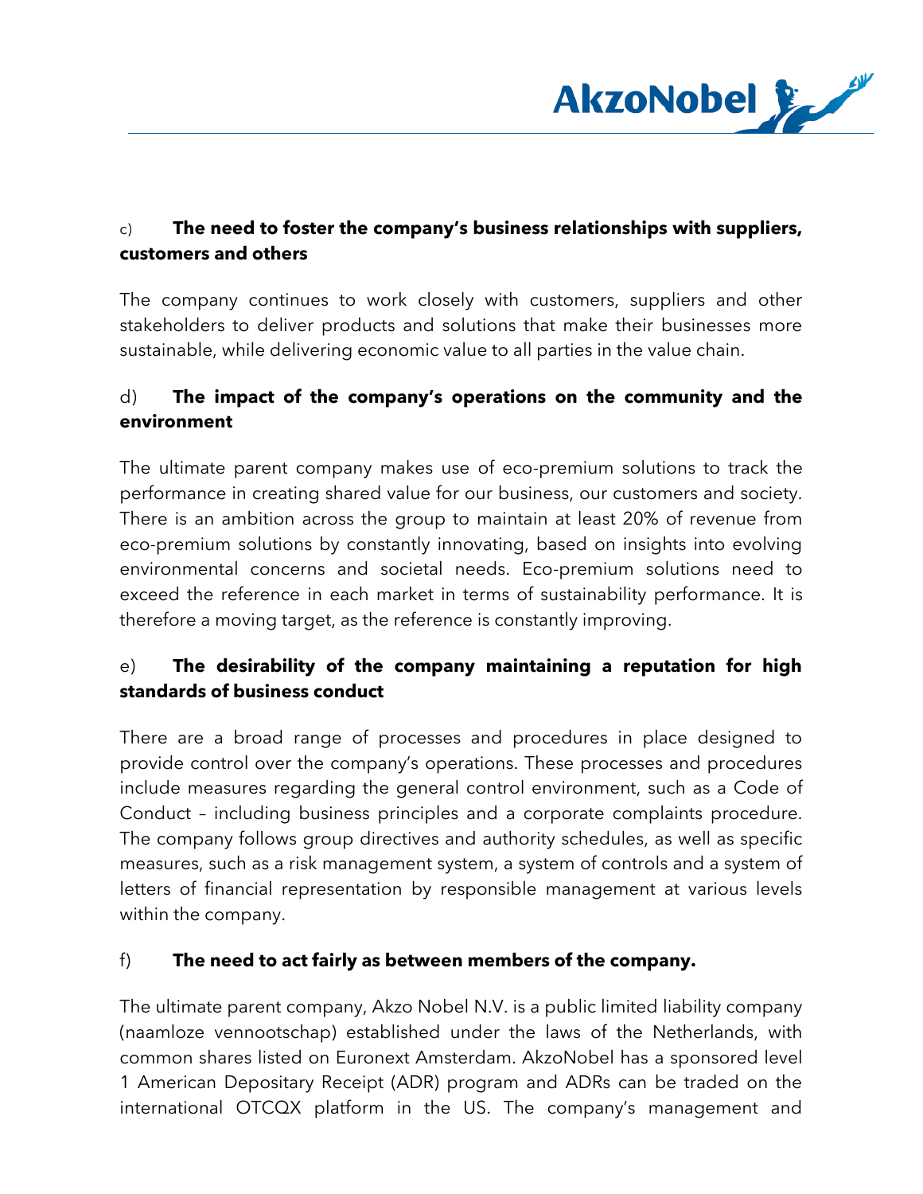### c) The need to foster the company's business relationships with suppliers, customers and others

The company continues to work closely with customers, suppliers and other stakeholders to deliver products and solutions that make their businesses more sustainable, while delivering economic value to all parties in the value chain.

### d) The impact of the company's operations on the community and the environment

The ultimate parent company makes use of eco-premium solutions to track the performance in creating shared value for our business, our customers and society. There is an ambition across the group to maintain at least 20% of revenue from eco-premium solutions by constantly innovating, based on insights into evolving environmental concerns and societal needs. Eco-premium solutions need to exceed the reference in each market in terms of sustainability performance. It is therefore a moving target, as the reference is constantly improving.

### e) The desirability of the company maintaining a reputation for high standards of business conduct

There are a broad range of processes and procedures in place designed to provide control over the company's operations. These processes and procedures include measures regarding the general control environment, such as a Code of Conduct – including business principles and a corporate complaints procedure. The company follows group directives and authority schedules, as well as specific measures, such as a risk management system, a system of controls and a system of letters of financial representation by responsible management at various levels within the company.

### f) The need to act fairly as between members of the company.

The ultimate parent company, Akzo Nobel N.V. is a public limited liability company (naamloze vennootschap) established under the laws of the Netherlands, with common shares listed on Euronext Amsterdam. AkzoNobel has a sponsored level 1 American Depositary Receipt (ADR) program and ADRs can be traded on the international OTCQX platform in the US. The company's management and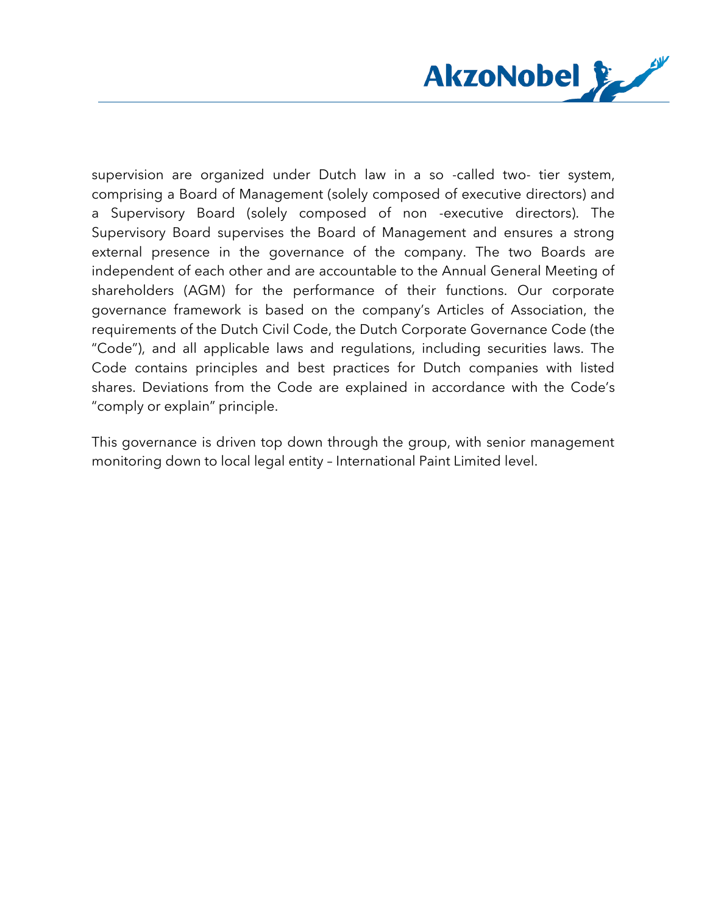supervision are organized under Dutch law in a so -called two- tier system, comprising a Board of Management (solely composed of executive directors) and a Supervisory Board (solely composed of non -executive directors). The Supervisory Board supervises the Board of Management and ensures a strong external presence in the governance of the company. The two Boards are independent of each other and are accountable to the Annual General Meeting of shareholders (AGM) for the performance of their functions. Our corporate governance framework is based on the company's Articles of Association, the requirements of the Dutch Civil Code, the Dutch Corporate Governance Code (the "Code"), and all applicable laws and regulations, including securities laws. The Code contains principles and best practices for Dutch companies with listed shares. Deviations from the Code are explained in accordance with the Code's "comply or explain" principle.

This governance is driven top down through the group, with senior management monitoring down to local legal entity – International Paint Limited level.